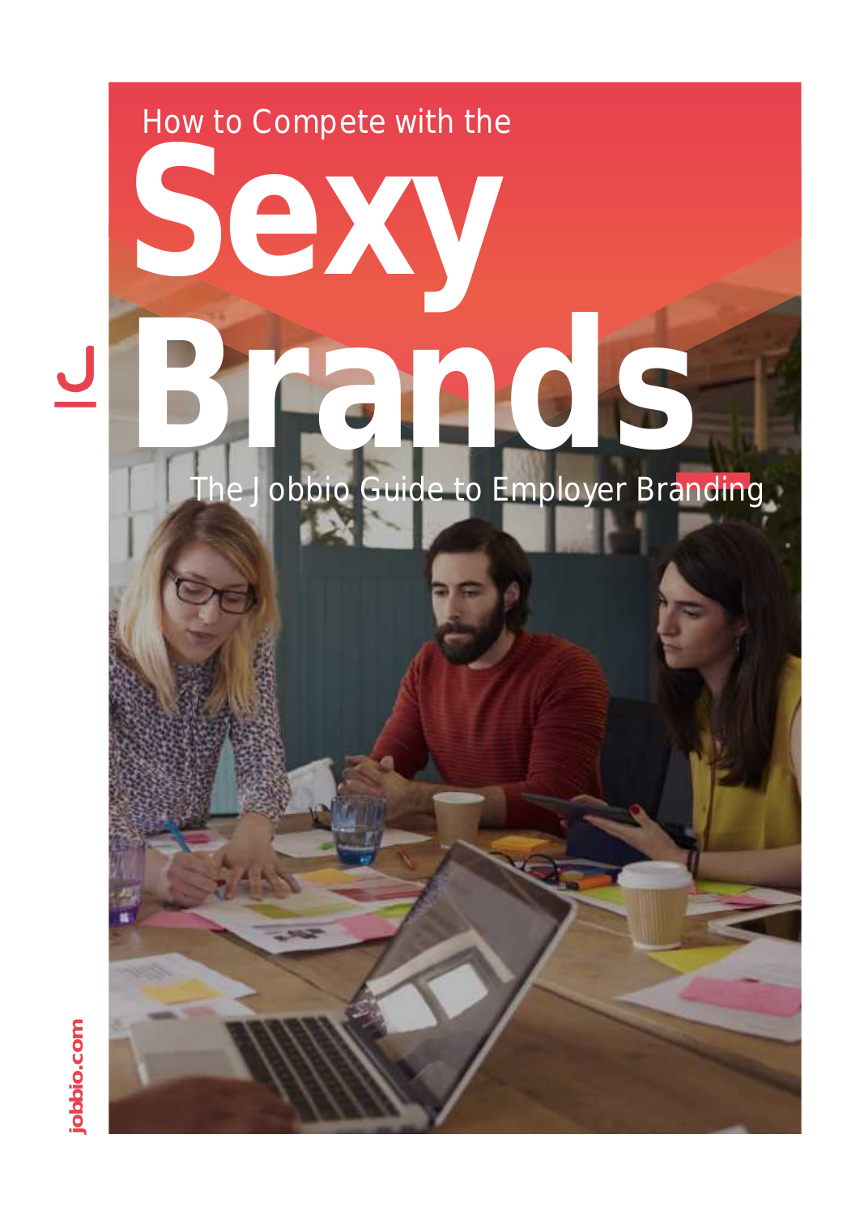How to Compete with the

# Sexy Brands

The Jobbio Guide to Employer Branding

jobbio.com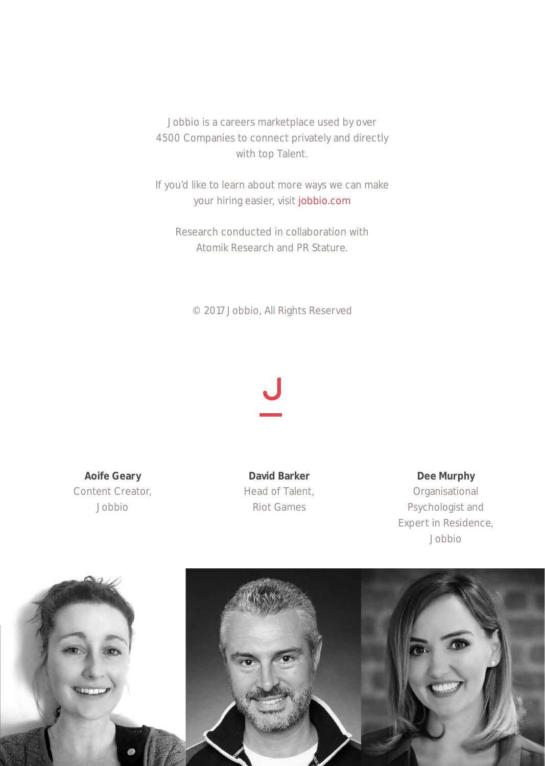Jobbio is a careers marketplace used by over 4500 Companies to connect privately and directly with top Talent.

If you'd like to learn about more ways we can make your hiring easier, visit jobbio.com

Research conducted in collaboration with Atomik Research and PR Stature.

© 2017 Jobbio, All Rights Reserved

**Aoife Geary**
Content Creator,
Jobbio

**David Barker**
Head of Talent,
Riot Games

**Dee Murphy**
Organisational
Psychologist and
Expert in Residence,
Jobbio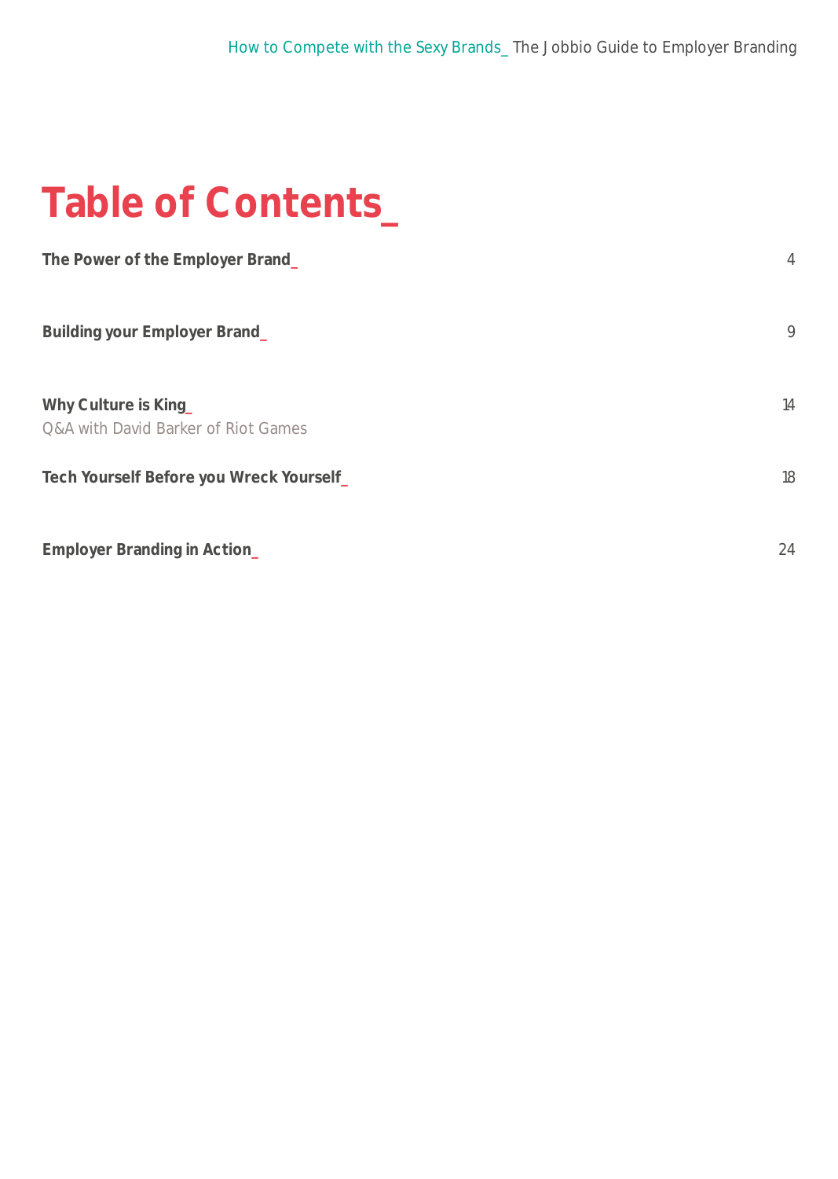# Table of Contents_

| | |
|---|---|
| **The Power of the Employer Brand_** | 4 |
| **Building your Employer Brand_** | 9 |
| **Why Culture is King_**<br>Q&A with David Barker of Riot Games | 14 |
| **Tech Yourself Before you Wreck Yourself_** | 18 |
| **Employer Branding in Action_** | 24 |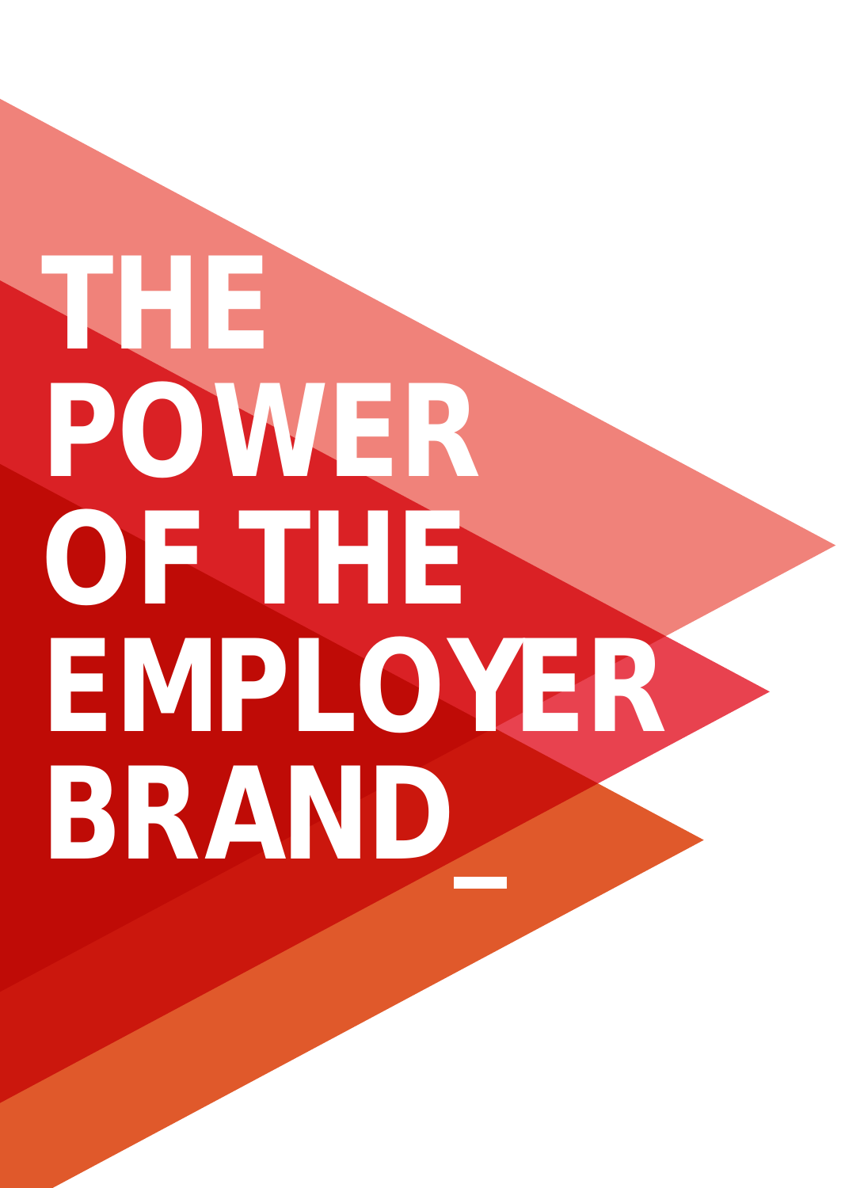# THE POWER OF THE EMPLOYER BRAND

_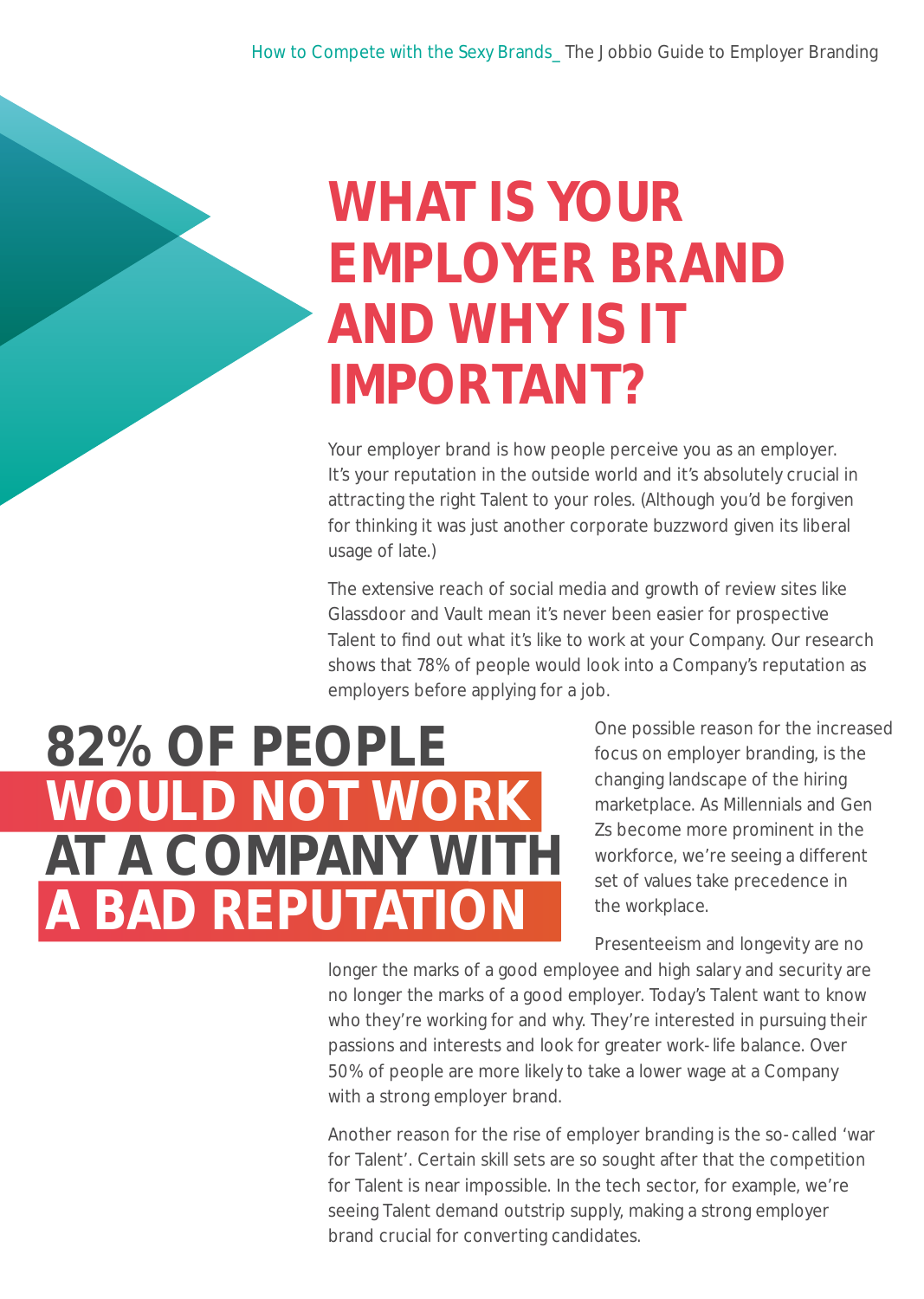# WHAT IS YOUR EMPLOYER BRAND AND WHY IS IT IMPORTANT?

Your employer brand is how people perceive you as an employer. It's your reputation in the outside world and it's absolutely crucial in attracting the right Talent to your roles. (Although you'd be forgiven for thinking it was just another corporate buzzword given its liberal usage of late.)

The extensive reach of social media and growth of review sites like Glassdoor and Vault mean it's never been easier for prospective Talent to find out what it's like to work at your Company. Our research shows that 78% of people would look into a Company's reputation as employers before applying for a job.

**82% OF PEOPLE WOULD NOT WORK AT A COMPANY WITH A BAD REPUTATION**

One possible reason for the increased focus on employer branding, is the changing landscape of the hiring marketplace. As Millennials and Gen Zs become more prominent in the workforce, we're seeing a different set of values take precedence in the workplace.

Presenteeism and longevity are no longer the marks of a good employee and high salary and security are no longer the marks of a good employer. Today's Talent want to know who they're working for and why. They're interested in pursuing their passions and interests and look for greater work-life balance. Over 50% of people are more likely to take a lower wage at a Company with a strong employer brand.

Another reason for the rise of employer branding is the so-called 'war for Talent'. Certain skill sets are so sought after that the competition for Talent is near impossible. In the tech sector, for example, we're seeing Talent demand outstrip supply, making a strong employer brand crucial for converting candidates.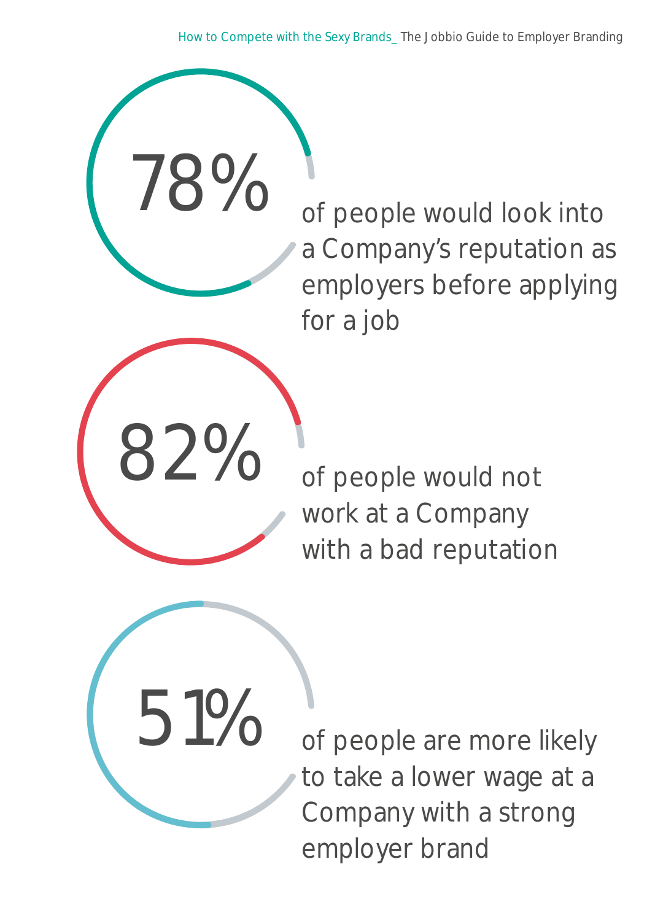78%

of people would look into a Company's reputation as employers before applying for a job

82%

of people would not work at a Company with a bad reputation

51%

of people are more likely to take a lower wage at a Company with a strong employer brand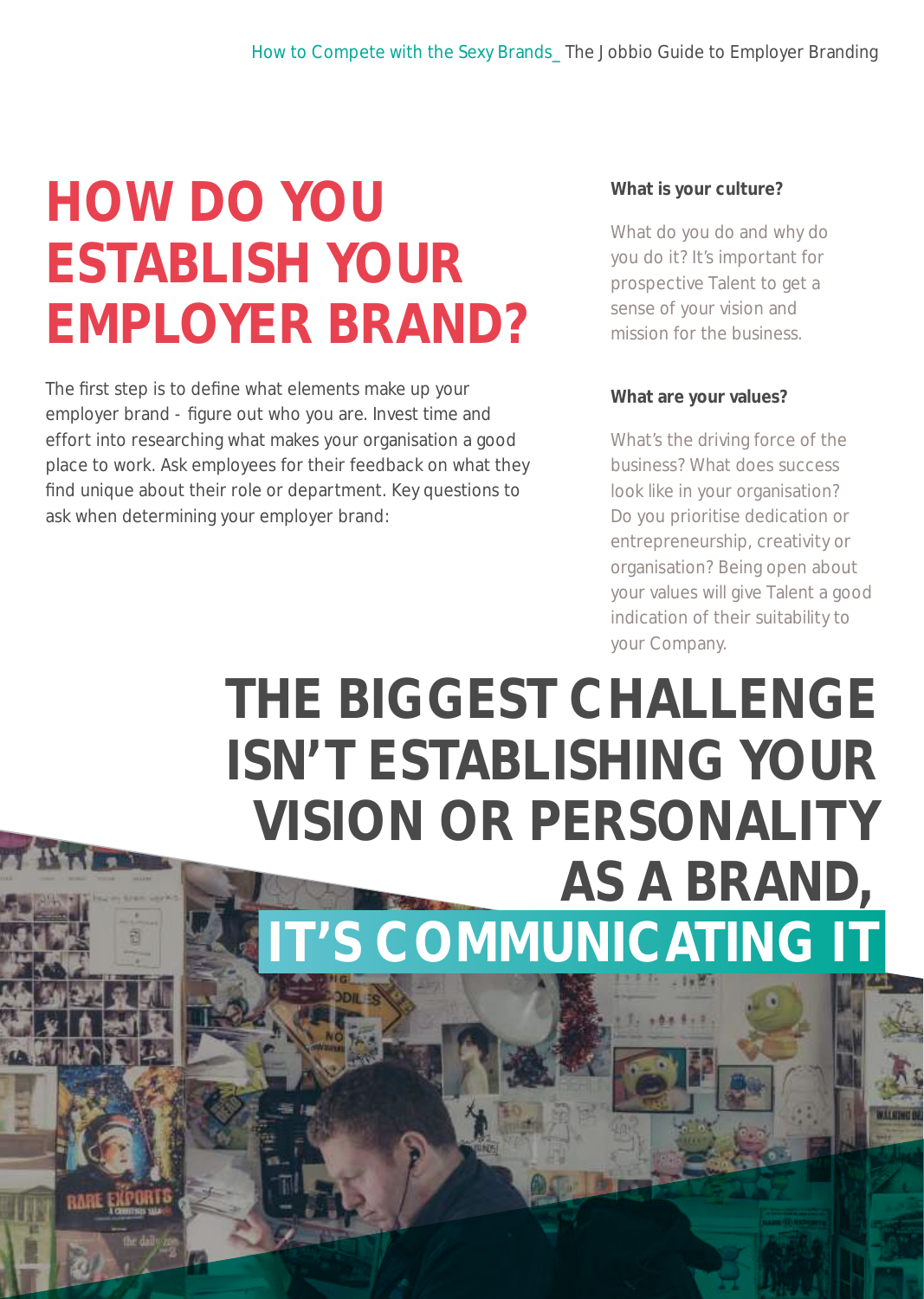# HOW DO YOU ESTABLISH YOUR EMPLOYER BRAND?

The first step is to define what elements make up your employer brand - figure out who you are. Invest time and effort into researching what makes your organisation a good place to work. Ask employees for their feedback on what they find unique about their role or department. Key questions to ask when determining your employer brand:

**What is your culture?**

What do you do and why do you do it? It's important for prospective Talent to get a sense of your vision and mission for the business.

**What are your values?**

What's the driving force of the business? What does success look like in your organisation? Do you prioritise dedication or entrepreneurship, creativity or organisation? Being open about your values will give Talent a good indication of their suitability to your Company.

## THE BIGGEST CHALLENGE ISN'T ESTABLISHING YOUR VISION OR PERSONALITY AS A BRAND, IT'S COMMUNICATING IT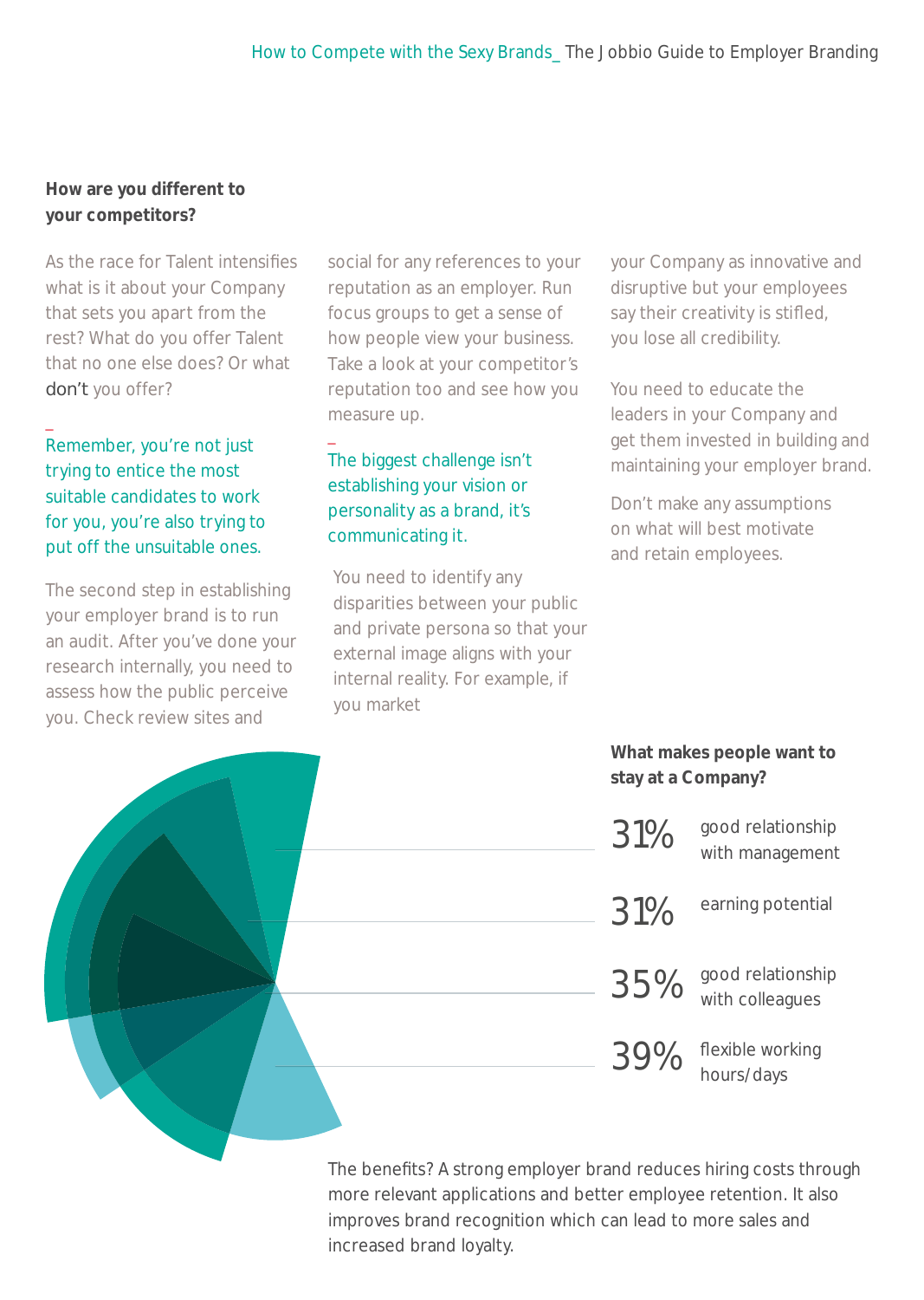## How are you different to your competitors?

As the race for Talent intensifies what is it about your Company that sets you apart from the rest? What do you offer Talent that no one else does? Or what don't you offer?

Remember, you're not just trying to entice the most suitable candidates to work for you, you're also trying to put off the unsuitable ones.

The second step in establishing your employer brand is to run an audit. After you've done your research internally, you need to assess how the public perceive you. Check review sites and social for any references to your reputation as an employer. Run focus groups to get a sense of how people view your business. Take a look at your competitor's reputation too and see how you measure up.

The biggest challenge isn't establishing your vision or personality as a brand, it's communicating it.

You need to identify any disparities between your public and private persona so that your external image aligns with your internal reality. For example, if you market your Company as innovative and disruptive but your employees say their creativity is stifled, you lose all credibility.

You need to educate the leaders in your Company and get them invested in building and maintaining your employer brand.

Don't make any assumptions on what will best motivate and retain employees.

### What makes people want to stay at a Company?

31% good relationship with management

31% earning potential

35% good relationship with colleagues

39% flexible working hours/days

The benefits? A strong employer brand reduces hiring costs through more relevant applications and better employee retention. It also improves brand recognition which can lead to more sales and increased brand loyalty.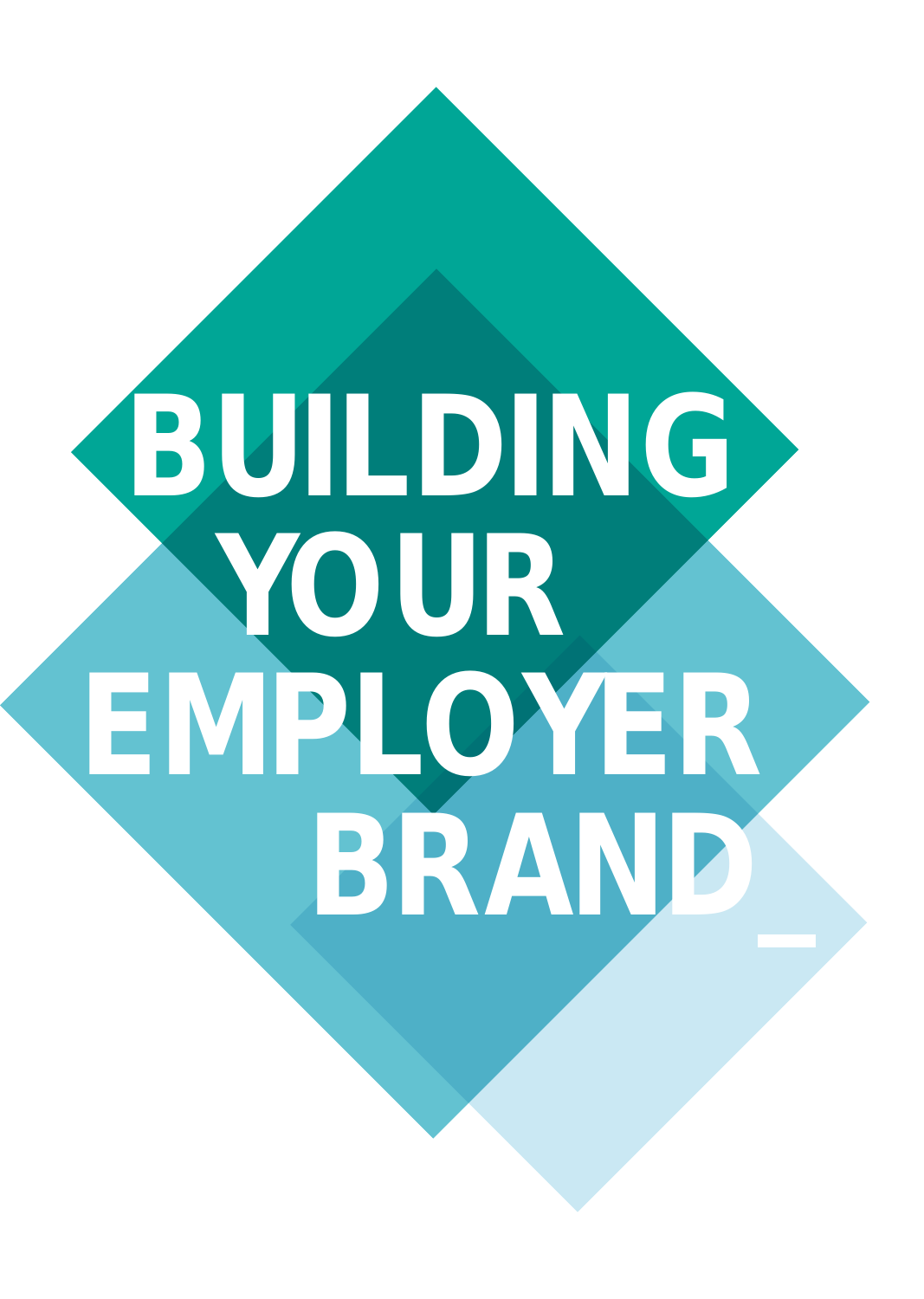# BUILDING YOUR EMPLOYER BRAND_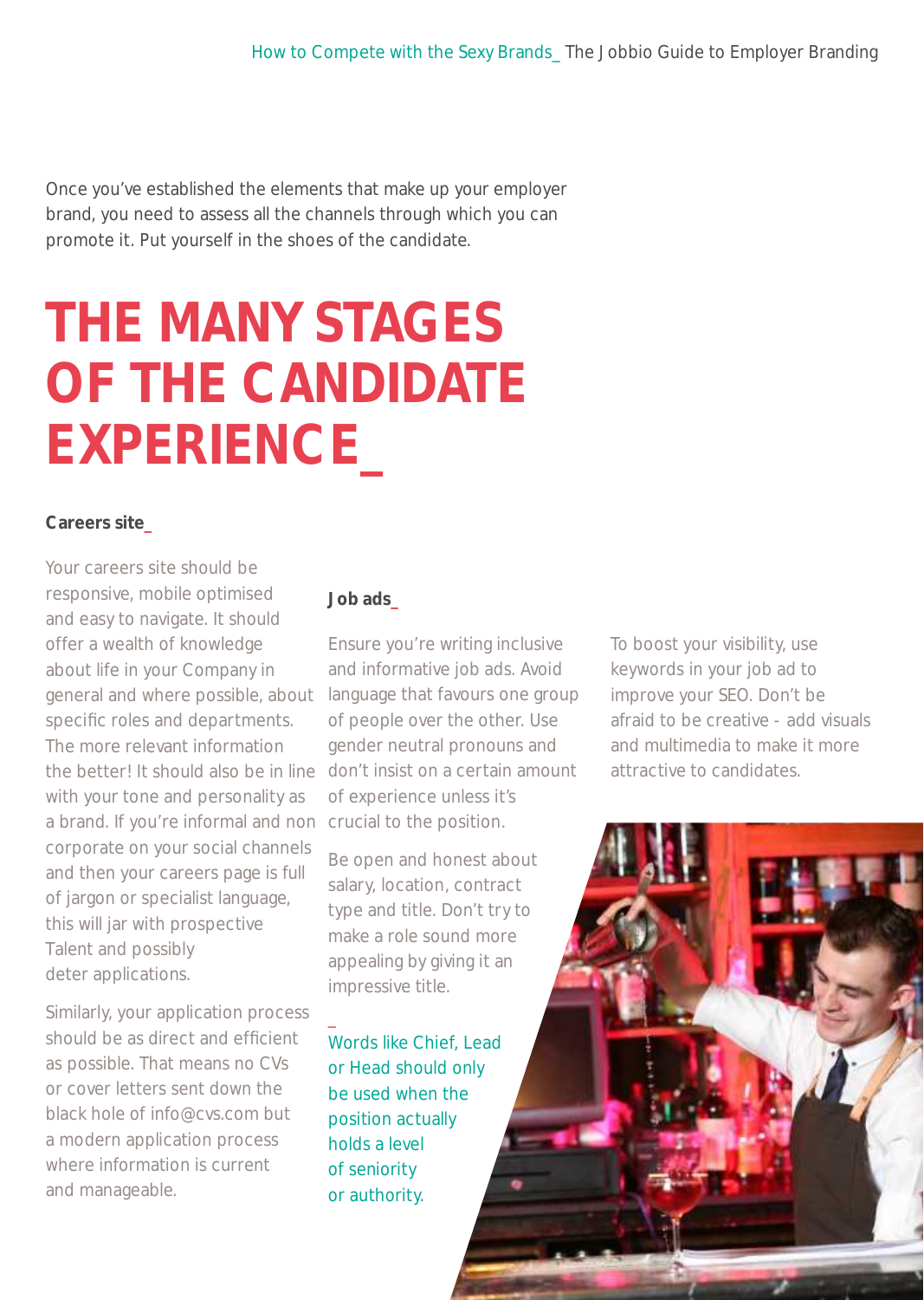Once you've established the elements that make up your employer brand, you need to assess all the channels through which you can promote it. Put yourself in the shoes of the candidate.

# THE MANY STAGES OF THE CANDIDATE EXPERIENCE_

### Careers site_

Your careers site should be responsive, mobile optimised and easy to navigate. It should offer a wealth of knowledge about life in your Company in general and where possible, about specific roles and departments. The more relevant information the better! It should also be in line with your tone and personality as a brand. If you're informal and non corporate on your social channels and then your careers page is full of jargon or specialist language, this will jar with prospective Talent and possibly deter applications.

Similarly, your application process should be as direct and efficient as possible. That means no CVs or cover letters sent down the black hole of info@cvs.com but a modern application process where information is current and manageable.

### Job ads_

Ensure you're writing inclusive and informative job ads. Avoid language that favours one group of people over the other. Use gender neutral pronouns and don't insist on a certain amount of experience unless it's crucial to the position.

Be open and honest about salary, location, contract type and title. Don't try to make a role sound more appealing by giving it an impressive title.

_

Words like Chief, Lead or Head should only be used when the position actually holds a level of seniority or authority.

To boost your visibility, use keywords in your job ad to improve your SEO. Don't be afraid to be creative - add visuals and multimedia to make it more attractive to candidates.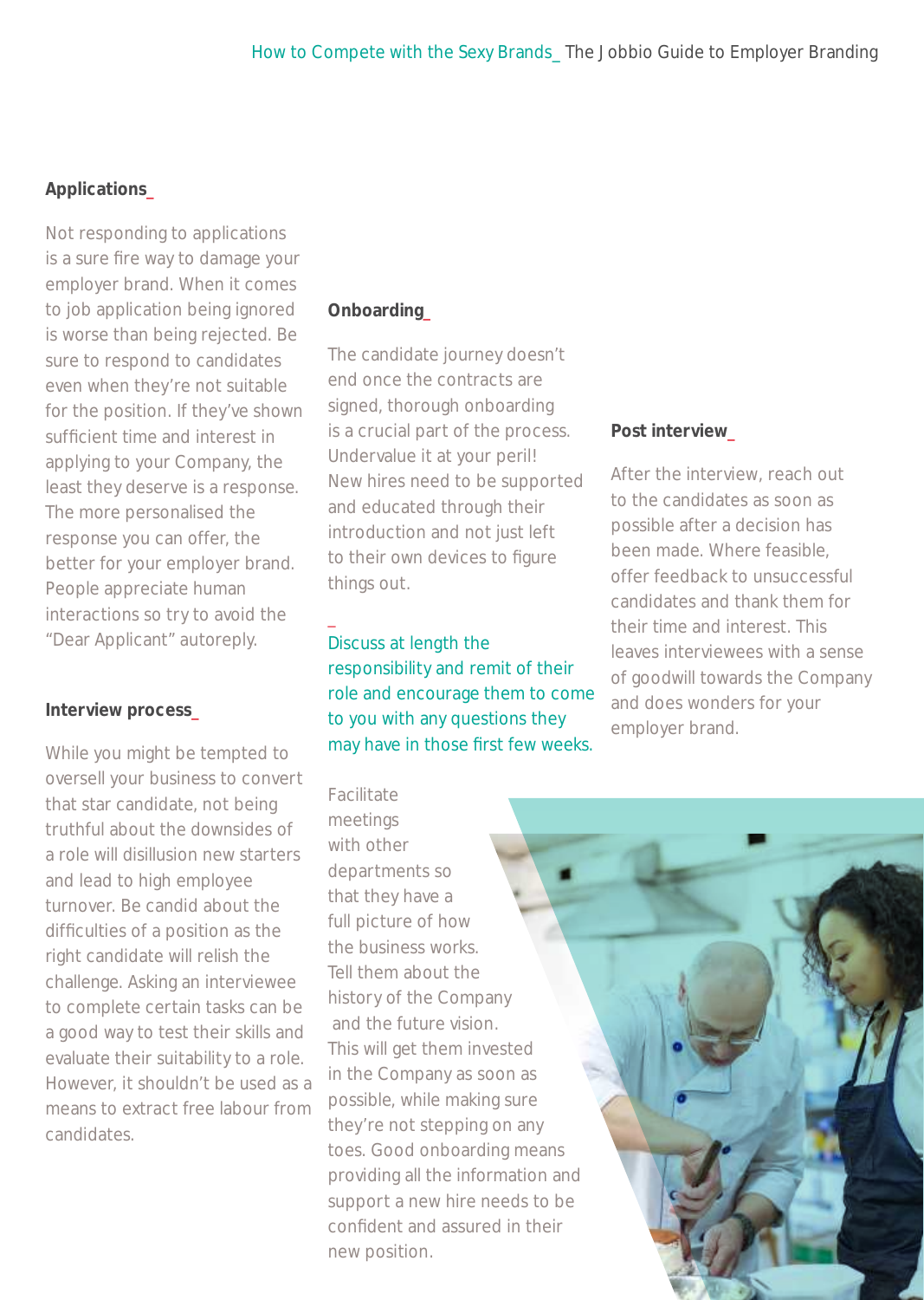### Applications_

Not responding to applications is a sure fire way to damage your employer brand. When it comes to job application being ignored is worse than being rejected. Be sure to respond to candidates even when they're not suitable for the position. If they've shown sufficient time and interest in applying to your Company, the least they deserve is a response. The more personalised the response you can offer, the better for your employer brand. People appreciate human interactions so try to avoid the "Dear Applicant" autoreply.

### Interview process_

While you might be tempted to oversell your business to convert that star candidate, not being truthful about the downsides of a role will disillusion new starters and lead to high employee turnover. Be candid about the difficulties of a position as the right candidate will relish the challenge. Asking an interviewee to complete certain tasks can be a good way to test their skills and evaluate their suitability to a role. However, it shouldn't be used as a means to extract free labour from candidates.

### Onboarding_

The candidate journey doesn't end once the contracts are signed, thorough onboarding is a crucial part of the process. Undervalue it at your peril! New hires need to be supported and educated through their introduction and not just left to their own devices to figure things out.

_
Discuss at length the responsibility and remit of their role and encourage them to come to you with any questions they may have in those first few weeks.

Facilitate meetings with other departments so that they have a full picture of how the business works. Tell them about the history of the Company and the future vision. This will get them invested in the Company as soon as possible, while making sure they're not stepping on any toes. Good onboarding means providing all the information and support a new hire needs to be confident and assured in their new position.

### Post interview_

After the interview, reach out to the candidates as soon as possible after a decision has been made. Where feasible, offer feedback to unsuccessful candidates and thank them for their time and interest. This leaves interviewees with a sense of goodwill towards the Company and does wonders for your employer brand.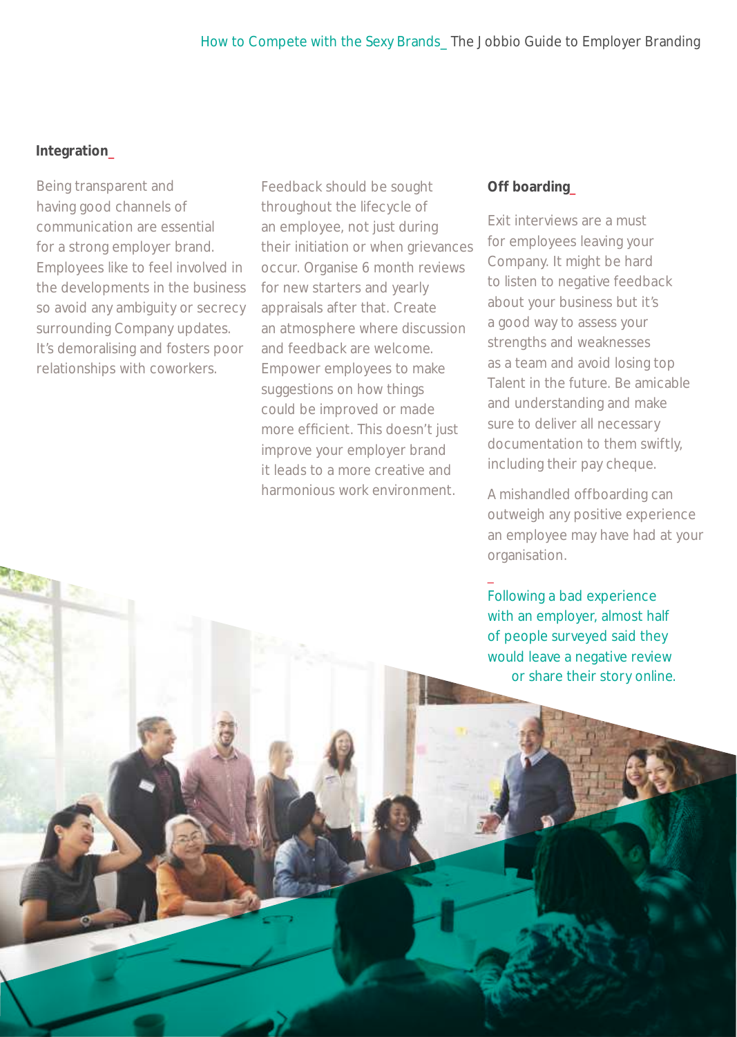## Integration_

Being transparent and having good channels of communication are essential for a strong employer brand. Employees like to feel involved in the developments in the business so avoid any ambiguity or secrecy surrounding Company updates. It's demoralising and fosters poor relationships with coworkers.

Feedback should be sought throughout the lifecycle of an employee, not just during their initiation or when grievances occur. Organise 6 month reviews for new starters and yearly appraisals after that. Create an atmosphere where discussion and feedback are welcome. Empower employees to make suggestions on how things could be improved or made more efficient. This doesn't just improve your employer brand it leads to a more creative and harmonious work environment.

## Off boarding_

Exit interviews are a must for employees leaving your Company. It might be hard to listen to negative feedback about your business but it's a good way to assess your strengths and weaknesses as a team and avoid losing top Talent in the future. Be amicable and understanding and make sure to deliver all necessary documentation to them swiftly, including their pay cheque.

A mishandled offboarding can outweigh any positive experience an employee may have had at your organisation.

_

Following a bad experience with an employer, almost half of people surveyed said they would leave a negative review or share their story online.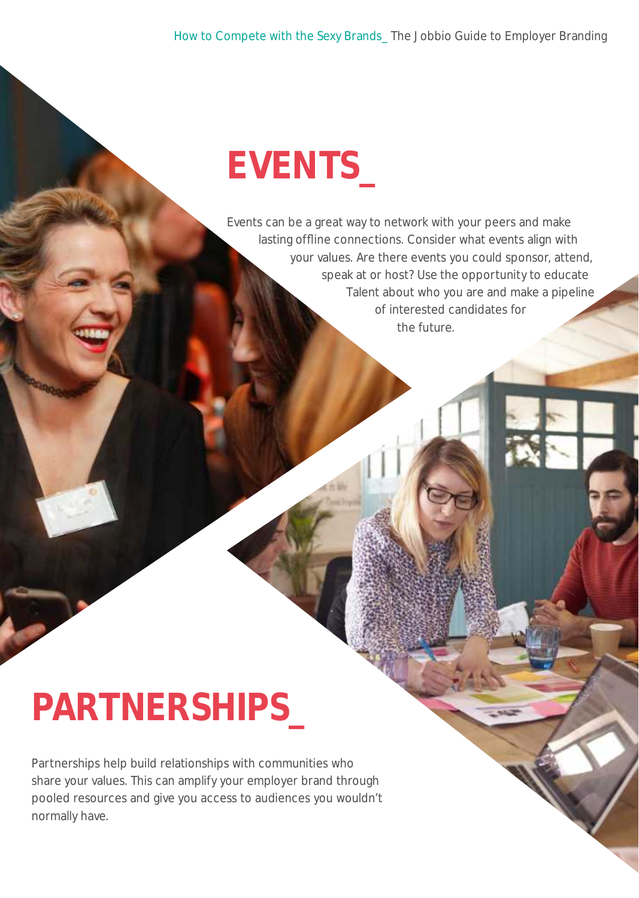# EVENTS_

Events can be a great way to network with your peers and make lasting offline connections. Consider what events align with your values. Are there events you could sponsor, attend, speak at or host? Use the opportunity to educate Talent about who you are and make a pipeline of interested candidates for the future.

# PARTNERSHIPS_

Partnerships help build relationships with communities who share your values. This can amplify your employer brand through pooled resources and give you access to audiences you wouldn't normally have.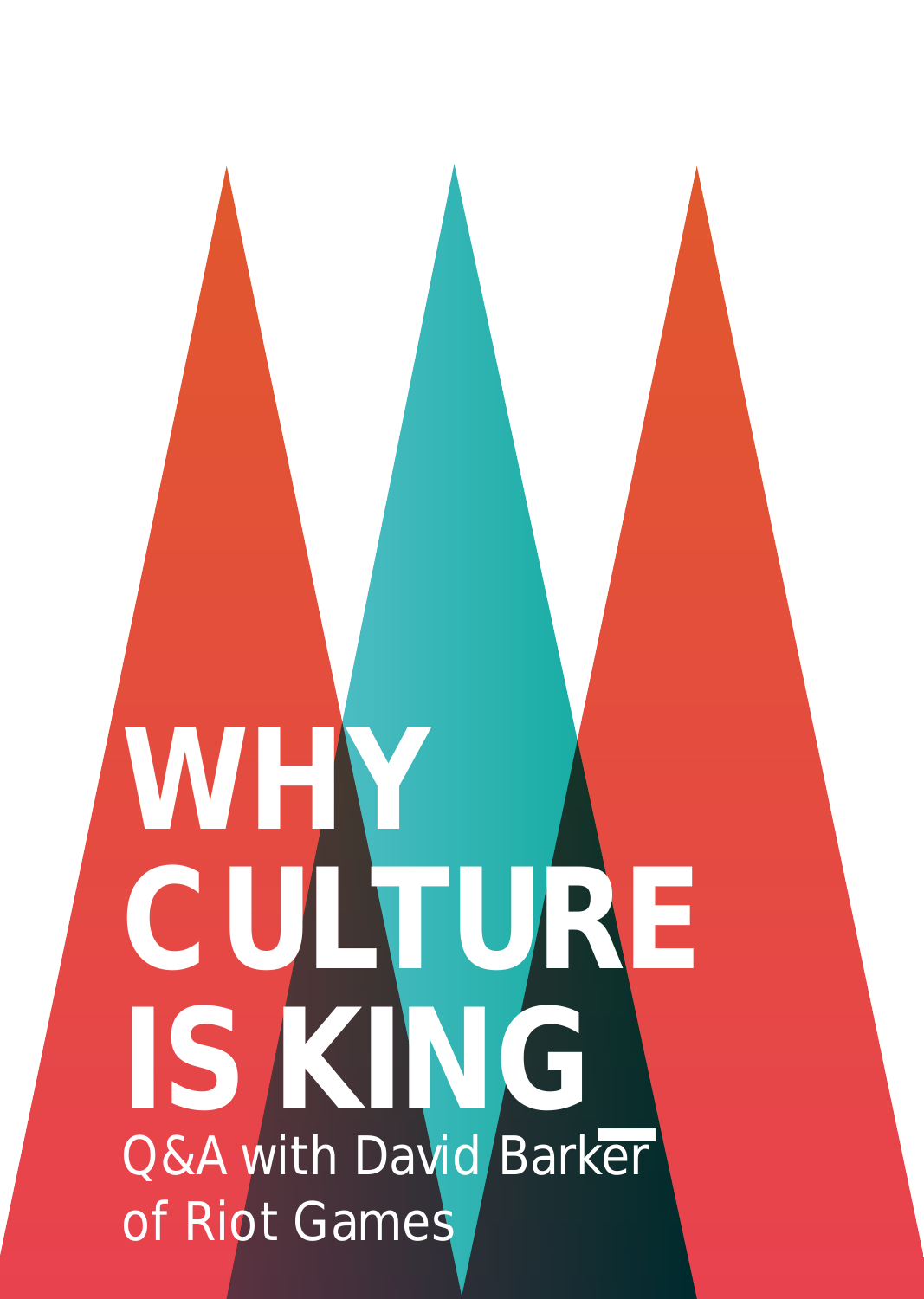# WHY CULTURE IS KING

Q&A with David Barker of Riot Games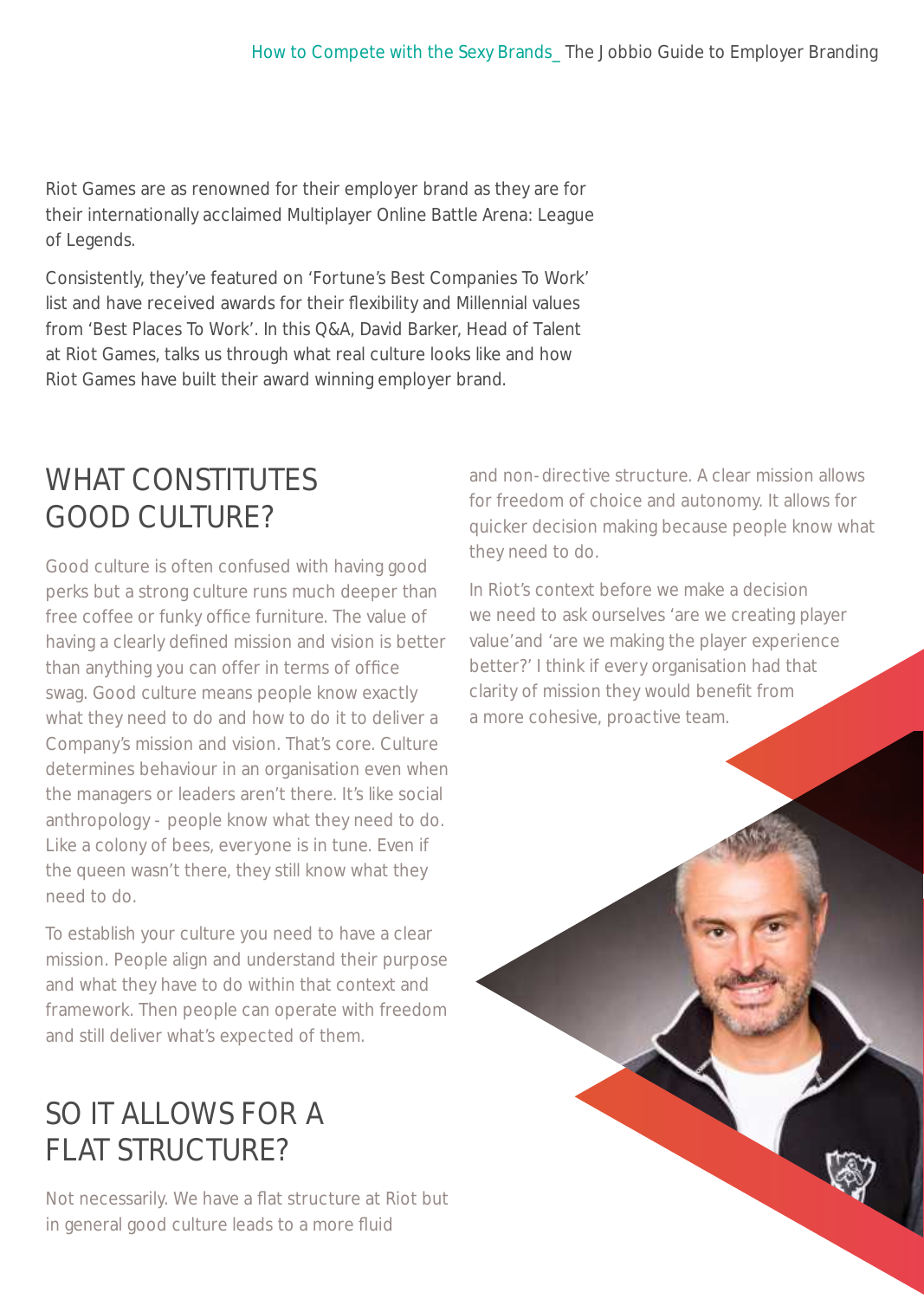Riot Games are as renowned for their employer brand as they are for their internationally acclaimed Multiplayer Online Battle Arena: League of Legends.

Consistently, they've featured on 'Fortune's Best Companies To Work' list and have received awards for their flexibility and Millennial values from 'Best Places To Work'. In this Q&A, David Barker, Head of Talent at Riot Games, talks us through what real culture looks like and how Riot Games have built their award winning employer brand.

## WHAT CONSTITUTES GOOD CULTURE?

Good culture is often confused with having good perks but a strong culture runs much deeper than free coffee or funky office furniture. The value of having a clearly defined mission and vision is better than anything you can offer in terms of office swag. Good culture means people know exactly what they need to do and how to do it to deliver a Company's mission and vision. That's core. Culture determines behaviour in an organisation even when the managers or leaders aren't there. It's like social anthropology - people know what they need to do. Like a colony of bees, everyone is in tune. Even if the queen wasn't there, they still know what they need to do.

To establish your culture you need to have a clear mission. People align and understand their purpose and what they have to do within that context and framework. Then people can operate with freedom and still deliver what's expected of them.

## SO IT ALLOWS FOR A FLAT STRUCTURE?

Not necessarily. We have a flat structure at Riot but in general good culture leads to a more fluid and non-directive structure. A clear mission allows for freedom of choice and autonomy. It allows for quicker decision making because people know what they need to do.

In Riot's context before we make a decision we need to ask ourselves 'are we creating player value' and 'are we making the player experience better?' I think if every organisation had that clarity of mission they would benefit from a more cohesive, proactive team.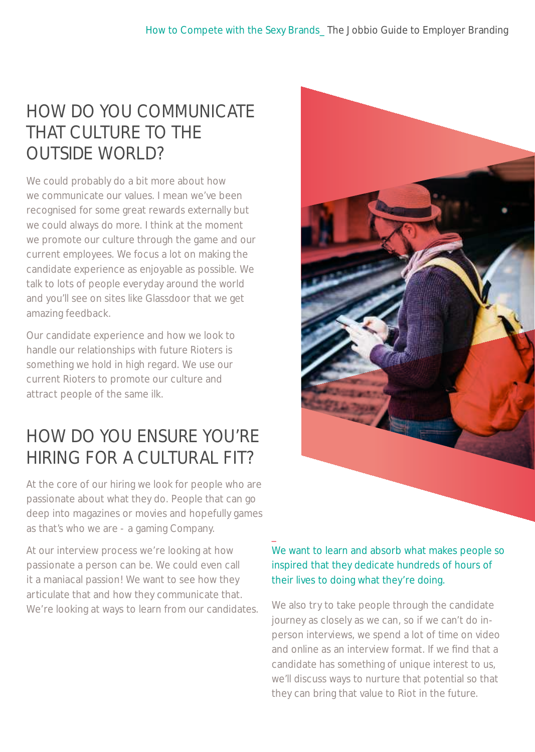## HOW DO YOU COMMUNICATE THAT CULTURE TO THE OUTSIDE WORLD?

We could probably do a bit more about how we communicate our values. I mean we've been recognised for some great rewards externally but we could always do more. I think at the moment we promote our culture through the game and our current employees. We focus a lot on making the candidate experience as enjoyable as possible. We talk to lots of people everyday around the world and you'll see on sites like Glassdoor that we get amazing feedback.

Our candidate experience and how we look to handle our relationships with future Rioters is something we hold in high regard. We use our current Rioters to promote our culture and attract people of the same ilk.

## HOW DO YOU ENSURE YOU'RE HIRING FOR A CULTURAL FIT?

At the core of our hiring we look for people who are passionate about what they do. People that can go deep into magazines or movies and hopefully games as that's who we are - a gaming Company.

At our interview process we're looking at how passionate a person can be. We could even call it a maniacal passion! We want to see how they articulate that and how they communicate that. We're looking at ways to learn from our candidates.

We want to learn and absorb what makes people so inspired that they dedicate hundreds of hours of their lives to doing what they're doing.

We also try to take people through the candidate journey as closely as we can, so if we can't do in-person interviews, we spend a lot of time on video and online as an interview format. If we find that a candidate has something of unique interest to us, we'll discuss ways to nurture that potential so that they can bring that value to Riot in the future.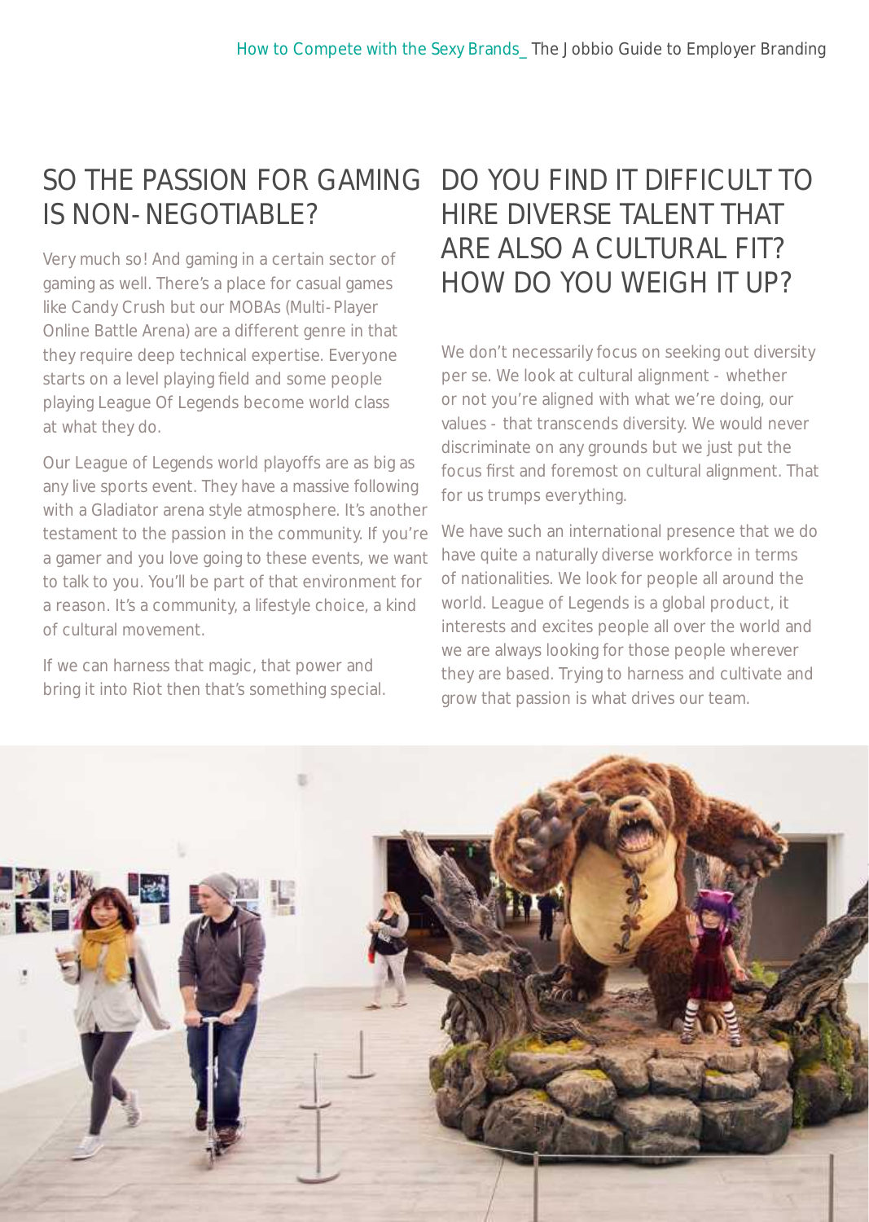## SO THE PASSION FOR GAMING IS NON-NEGOTIABLE?

Very much so! And gaming in a certain sector of gaming as well. There's a place for casual games like Candy Crush but our MOBAs (Multi-Player Online Battle Arena) are a different genre in that they require deep technical expertise. Everyone starts on a level playing field and some people playing League Of Legends become world class at what they do.

Our League of Legends world playoffs are as big as any live sports event. They have a massive following with a Gladiator arena style atmosphere. It's another testament to the passion in the community. If you're a gamer and you love going to these events, we want to talk to you. You'll be part of that environment for a reason. It's a community, a lifestyle choice, a kind of cultural movement.

If we can harness that magic, that power and bring it into Riot then that's something special.

## DO YOU FIND IT DIFFICULT TO HIRE DIVERSE TALENT THAT ARE ALSO A CULTURAL FIT? HOW DO YOU WEIGH IT UP?

We don't necessarily focus on seeking out diversity per se. We look at cultural alignment - whether or not you're aligned with what we're doing, our values - that transcends diversity. We would never discriminate on any grounds but we just put the focus first and foremost on cultural alignment. That for us trumps everything.

We have such an international presence that we do have quite a naturally diverse workforce in terms of nationalities. We look for people all around the world. League of Legends is a global product, it interests and excites people all over the world and we are always looking for those people wherever they are based. Trying to harness and cultivate and grow that passion is what drives our team.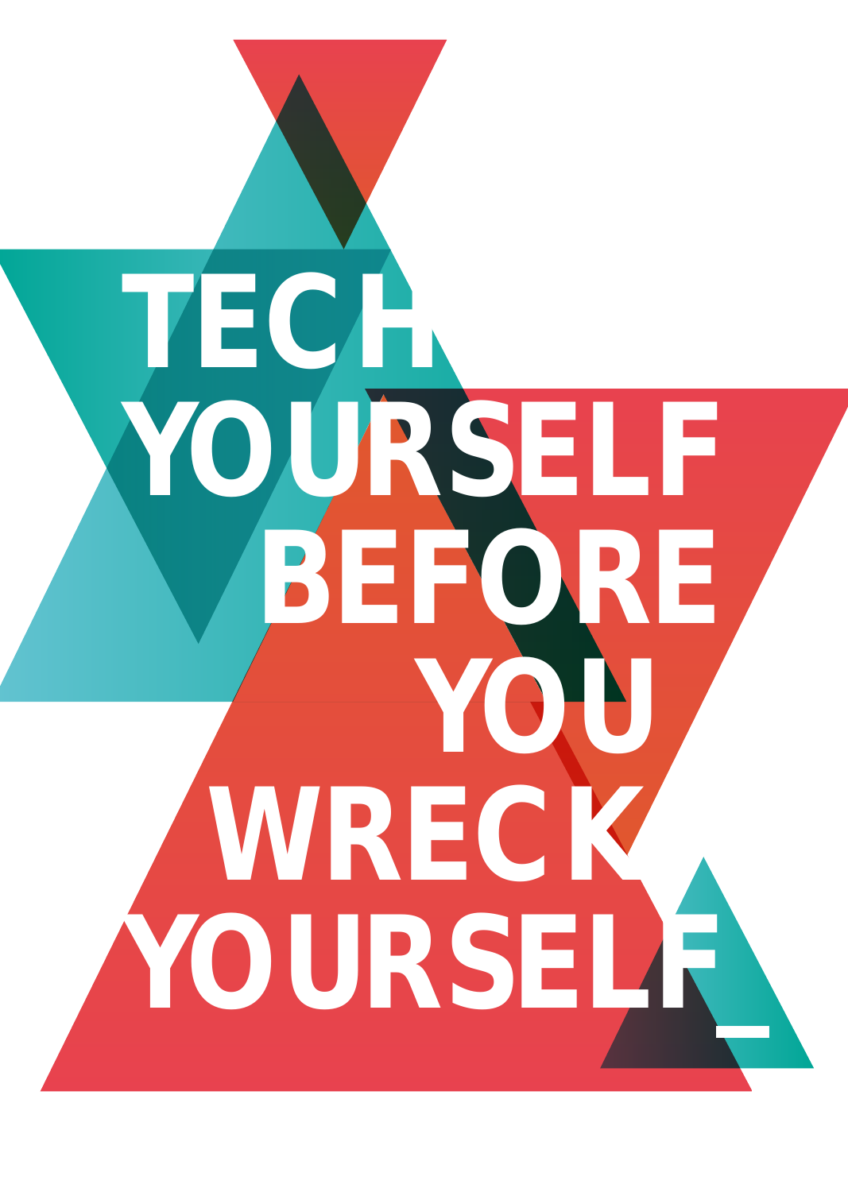# TECH YOURSELF BEFORE YOU WRECK YOURSELF_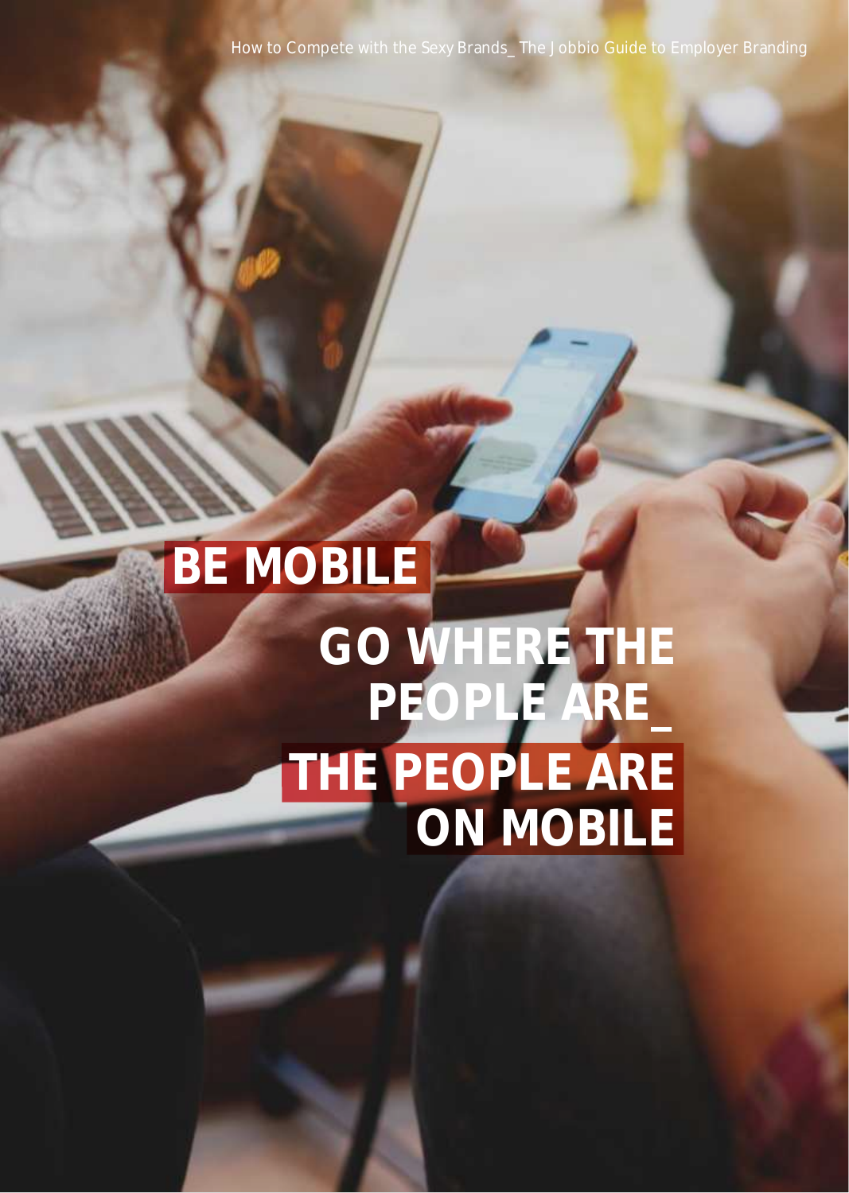# BE MOBILE

## GO WHERE THE PEOPLE ARE_

## THE PEOPLE ARE ON MOBILE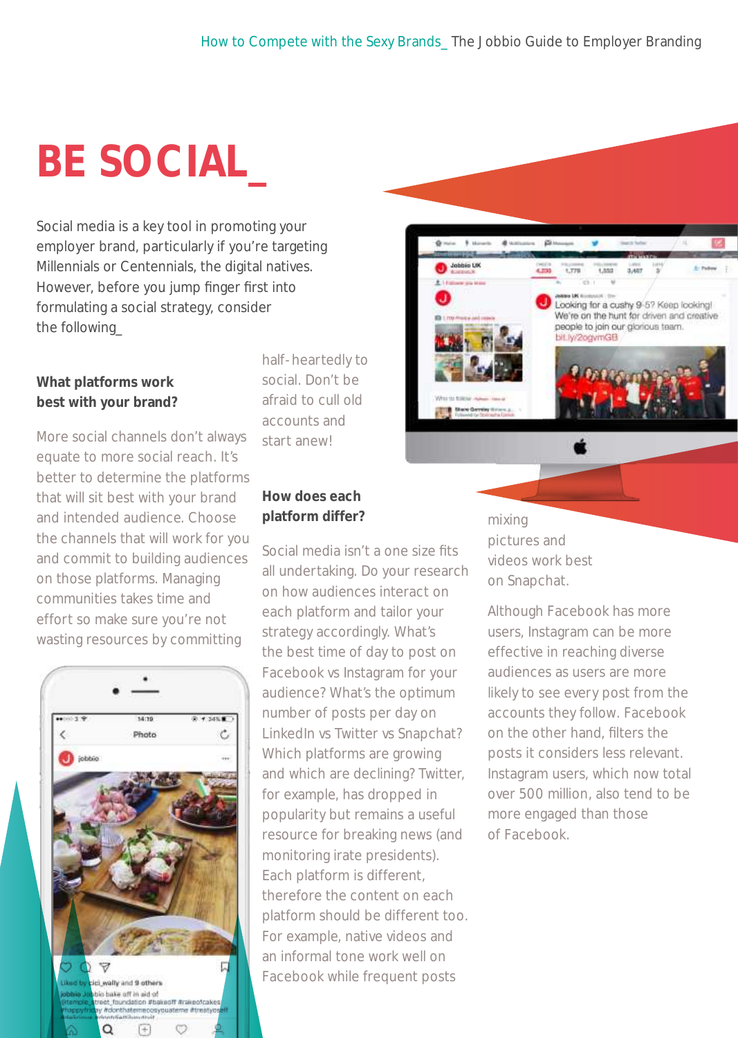# BE SOCIAL_

Social media is a key tool in promoting your employer brand, particularly if you're targeting Millennials or Centennials, the digital natives. However, before you jump finger first into formulating a social strategy, consider the following_

**What platforms work best with your brand?**

More social channels don't always equate to more social reach. It's better to determine the platforms that will sit best with your brand and intended audience. Choose the channels that will work for you and commit to building audiences on those platforms. Managing communities takes time and effort so make sure you're not wasting resources by committing half-heartedly to social. Don't be afraid to cull old accounts and start anew!

**How does each platform differ?**

Social media isn't a one size fits all undertaking. Do your research on how audiences interact on each platform and tailor your strategy accordingly. What's the best time of day to post on Facebook vs Instagram for your audience? What's the optimum number of posts per day on LinkedIn vs Twitter vs Snapchat? Which platforms are growing and which are declining? Twitter, for example, has dropped in popularity but remains a useful resource for breaking news (and monitoring irate presidents). Each platform is different, therefore the content on each platform should be different too. For example, native videos and an informal tone work well on Facebook while frequent posts mixing pictures and videos work best on Snapchat.

Although Facebook has more users, Instagram can be more effective in reaching diverse audiences as users are more likely to see every post from the accounts they follow. Facebook on the other hand, filters the posts it considers less relevant. Instagram users, which now total over 500 million, also tend to be more engaged than those of Facebook.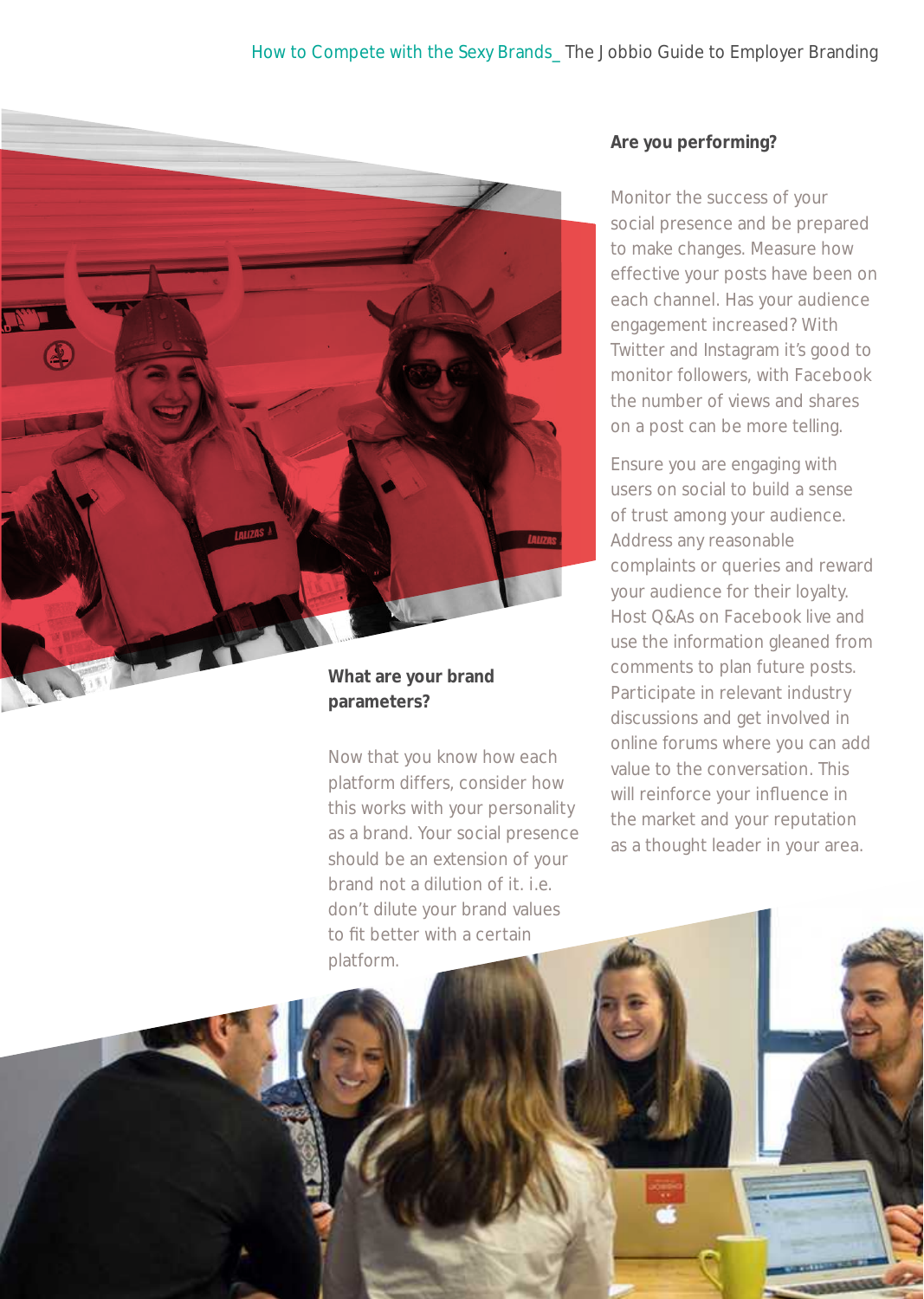### What are your brand parameters?

Now that you know how each platform differs, consider how this works with your personality as a brand. Your social presence should be an extension of your brand not a dilution of it. i.e. don't dilute your brand values to fit better with a certain platform.

### Are you performing?

Monitor the success of your social presence and be prepared to make changes. Measure how effective your posts have been on each channel. Has your audience engagement increased? With Twitter and Instagram it's good to monitor followers, with Facebook the number of views and shares on a post can be more telling.

Ensure you are engaging with users on social to build a sense of trust among your audience. Address any reasonable complaints or queries and reward your audience for their loyalty. Host Q&As on Facebook live and use the information gleaned from comments to plan future posts. Participate in relevant industry discussions and get involved in online forums where you can add value to the conversation. This will reinforce your influence in the market and your reputation as a thought leader in your area.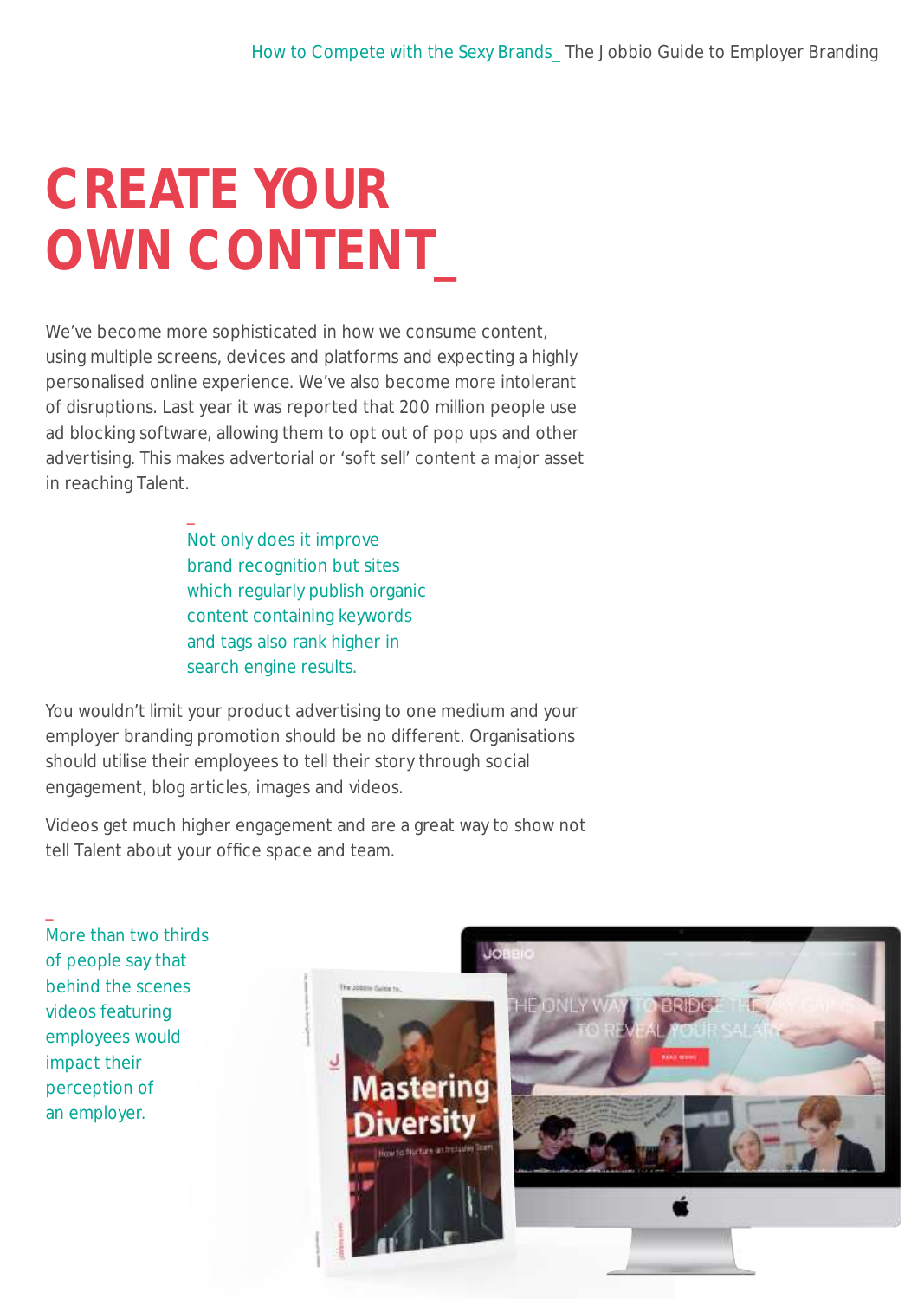# CREATE YOUR OWN CONTENT_

We've become more sophisticated in how we consume content, using multiple screens, devices and platforms and expecting a highly personalised online experience. We've also become more intolerant of disruptions. Last year it was reported that 200 million people use ad blocking software, allowing them to opt out of pop ups and other advertising. This makes advertorial or 'soft sell' content a major asset in reaching Talent.

_
Not only does it improve brand recognition but sites which regularly publish organic content containing keywords and tags also rank higher in search engine results.

You wouldn't limit your product advertising to one medium and your employer branding promotion should be no different. Organisations should utilise their employees to tell their story through social engagement, blog articles, images and videos.

Videos get much higher engagement and are a great way to show not tell Talent about your office space and team.

_
More than two thirds of people say that behind the scenes videos featuring employees would impact their perception of an employer.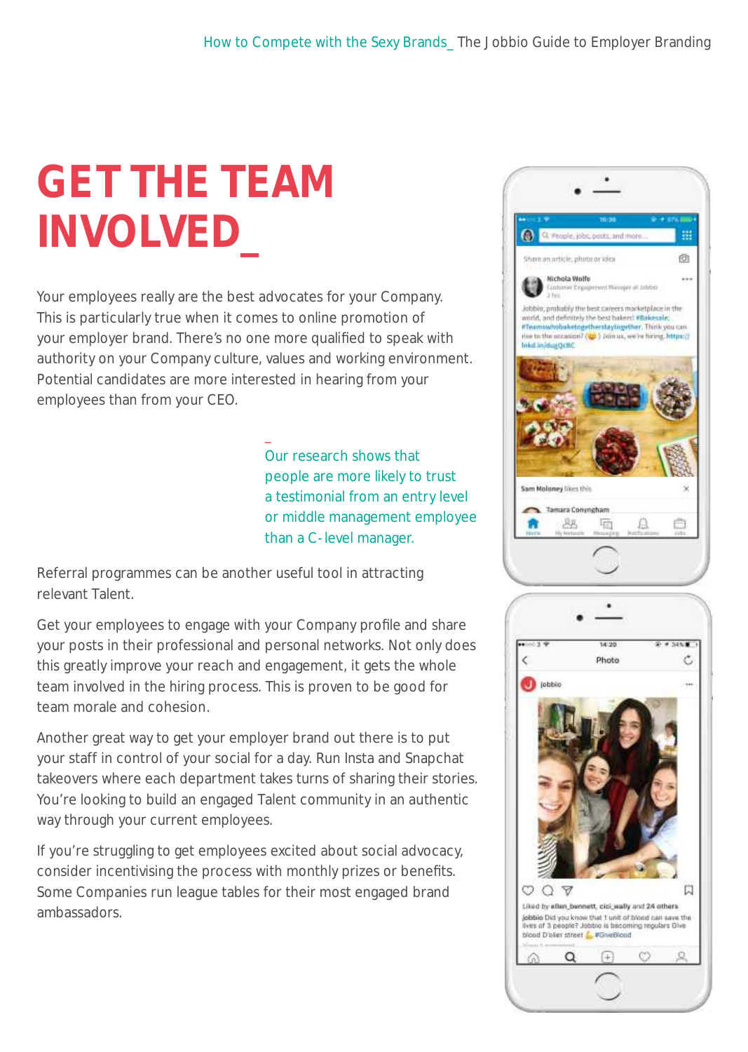# GET THE TEAM INVOLVED_

Your employees really are the best advocates for your Company. This is particularly true when it comes to online promotion of your employer brand. There's no one more qualified to speak with authority on your Company culture, values and working environment. Potential candidates are more interested in hearing from your employees than from your CEO.

_ Our research shows that people are more likely to trust a testimonial from an entry level or middle management employee than a C-level manager.

Referral programmes can be another useful tool in attracting relevant Talent.

Get your employees to engage with your Company profile and share your posts in their professional and personal networks. Not only does this greatly improve your reach and engagement, it gets the whole team involved in the hiring process. This is proven to be good for team morale and cohesion.

Another great way to get your employer brand out there is to put your staff in control of your social for a day. Run Insta and Snapchat takeovers where each department takes turns of sharing their stories. You're looking to build an engaged Talent community in an authentic way through your current employees.

If you're struggling to get employees excited about social advocacy, consider incentivising the process with monthly prizes or benefits. Some Companies run league tables for their most engaged brand ambassadors.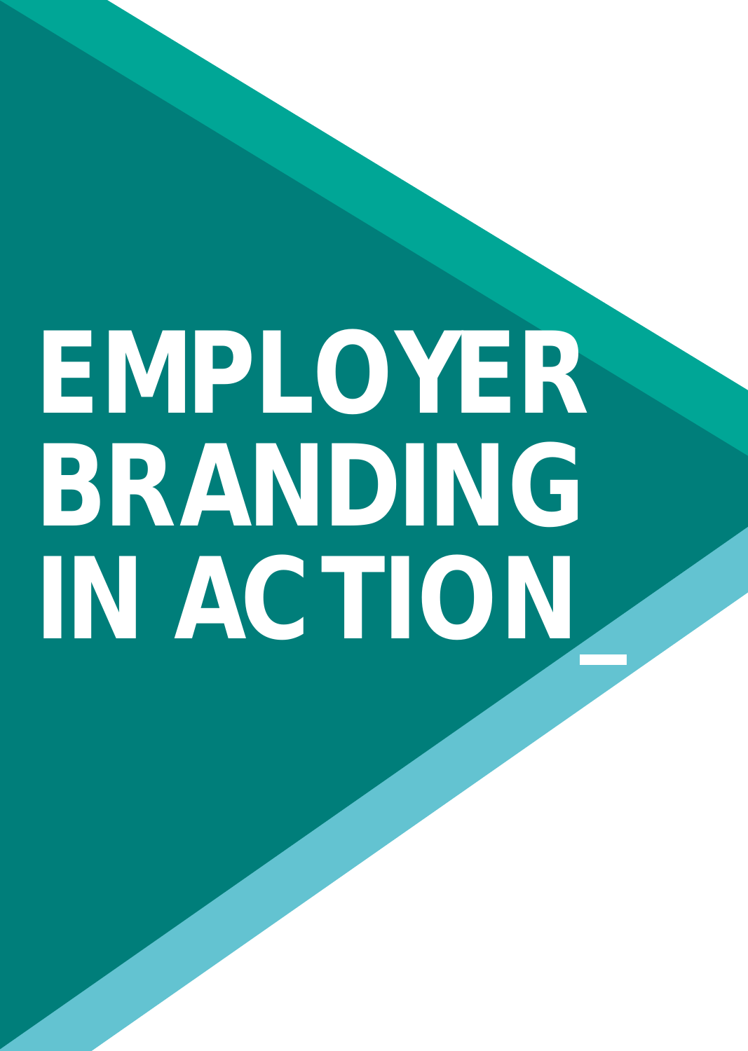# EMPLOYER BRANDING IN ACTION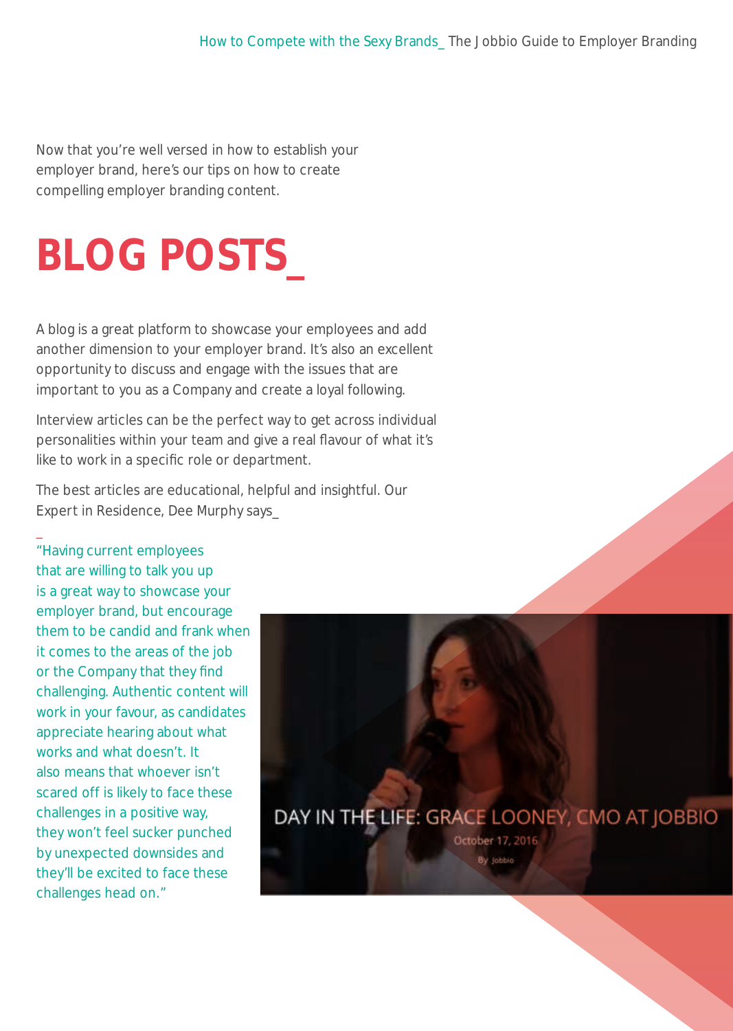Now that you're well versed in how to establish your employer brand, here's our tips on how to create compelling employer branding content.

# BLOG POSTS_

A blog is a great platform to showcase your employees and add another dimension to your employer brand. It's also an excellent opportunity to discuss and engage with the issues that are important to you as a Company and create a loyal following.

Interview articles can be the perfect way to get across individual personalities within your team and give a real flavour of what it's like to work in a specific role or department.

The best articles are educational, helpful and insightful. Our Expert in Residence, Dee Murphy says_

_
"Having current employees that are willing to talk you up is a great way to showcase your employer brand, but encourage them to be candid and frank when it comes to the areas of the job or the Company that they find challenging. Authentic content will work in your favour, as candidates appreciate hearing about what works and what doesn't. It also means that whoever isn't scared off is likely to face these challenges in a positive way, they won't feel sucker punched by unexpected downsides and they'll be excited to face these challenges head on."

DAY IN THE LIFE: GRACE LOONEY, CMO AT JOBBIO

October 17, 2016

By Jobbio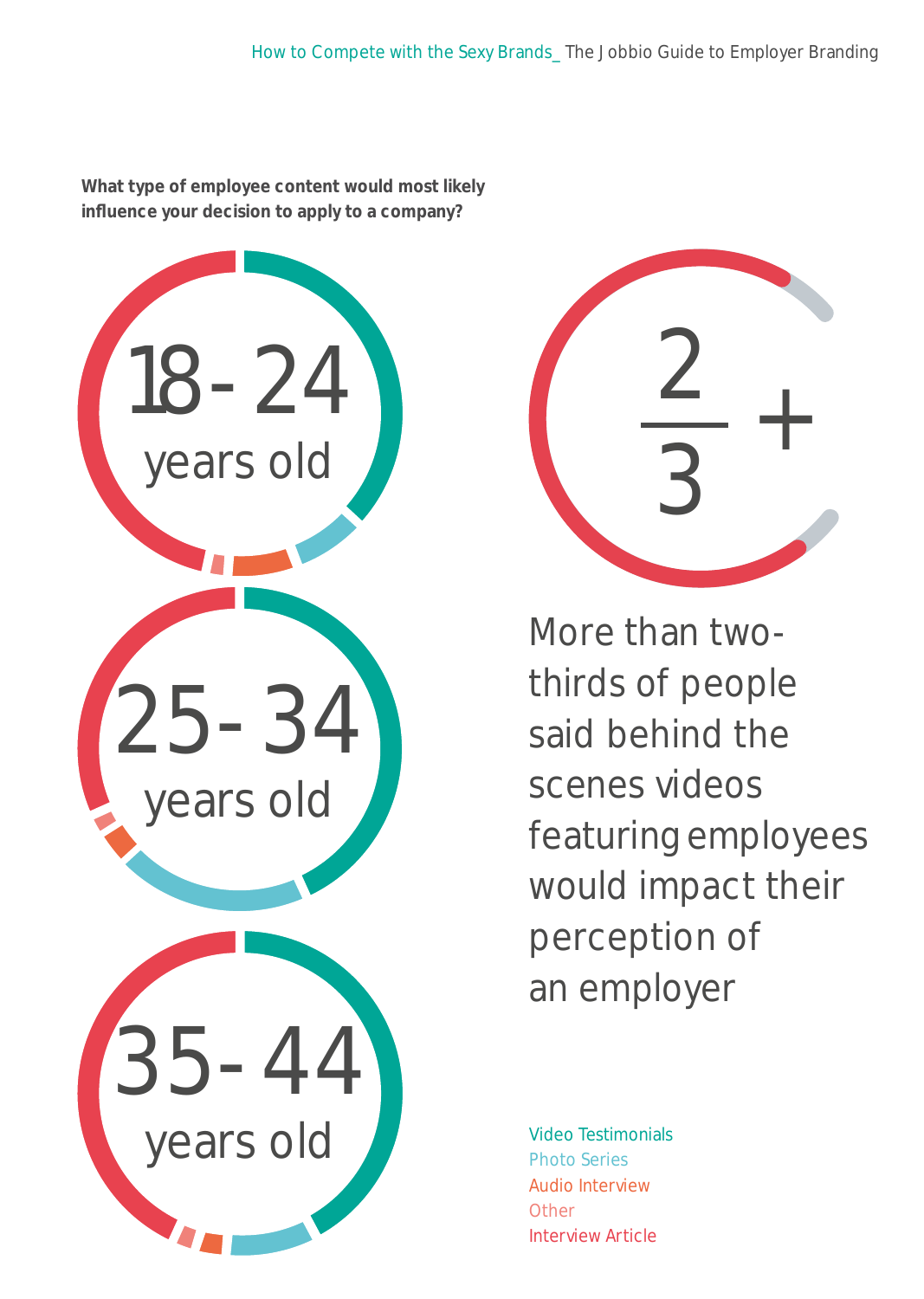**What type of employee content would most likely influence your decision to apply to a company?**

18-24 years old

25-34 years old

35-44 years old

$\frac{2}{3}$ +

More than two-thirds of people said behind the scenes videos featuring employees would impact their perception of an employer

Video Testimonials
Photo Series
Audio Interview
Other
Interview Article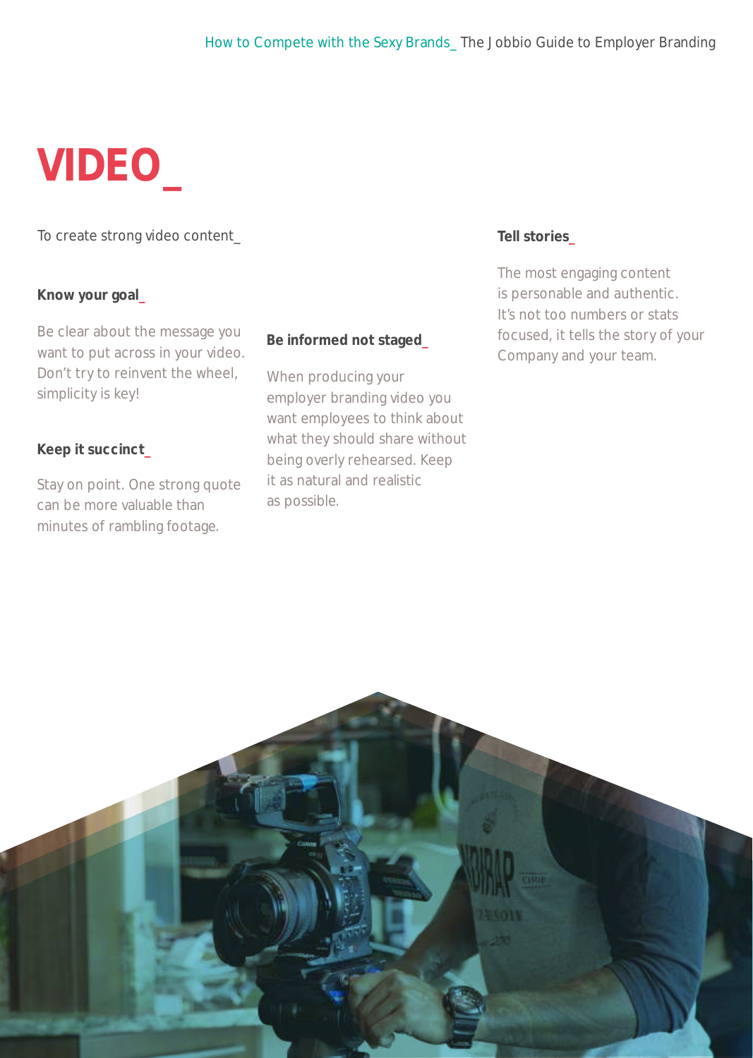# VIDEO_

To create strong video content_

### Know your goal_

Be clear about the message you want to put across in your video. Don't try to reinvent the wheel, simplicity is key!

### Keep it succinct_

Stay on point. One strong quote can be more valuable than minutes of rambling footage.

### Be informed not staged_

When producing your employer branding video you want employees to think about what they should share without being overly rehearsed. Keep it as natural and realistic as possible.

### Tell stories_

The most engaging content is personable and authentic. It's not too numbers or stats focused, it tells the story of your Company and your team.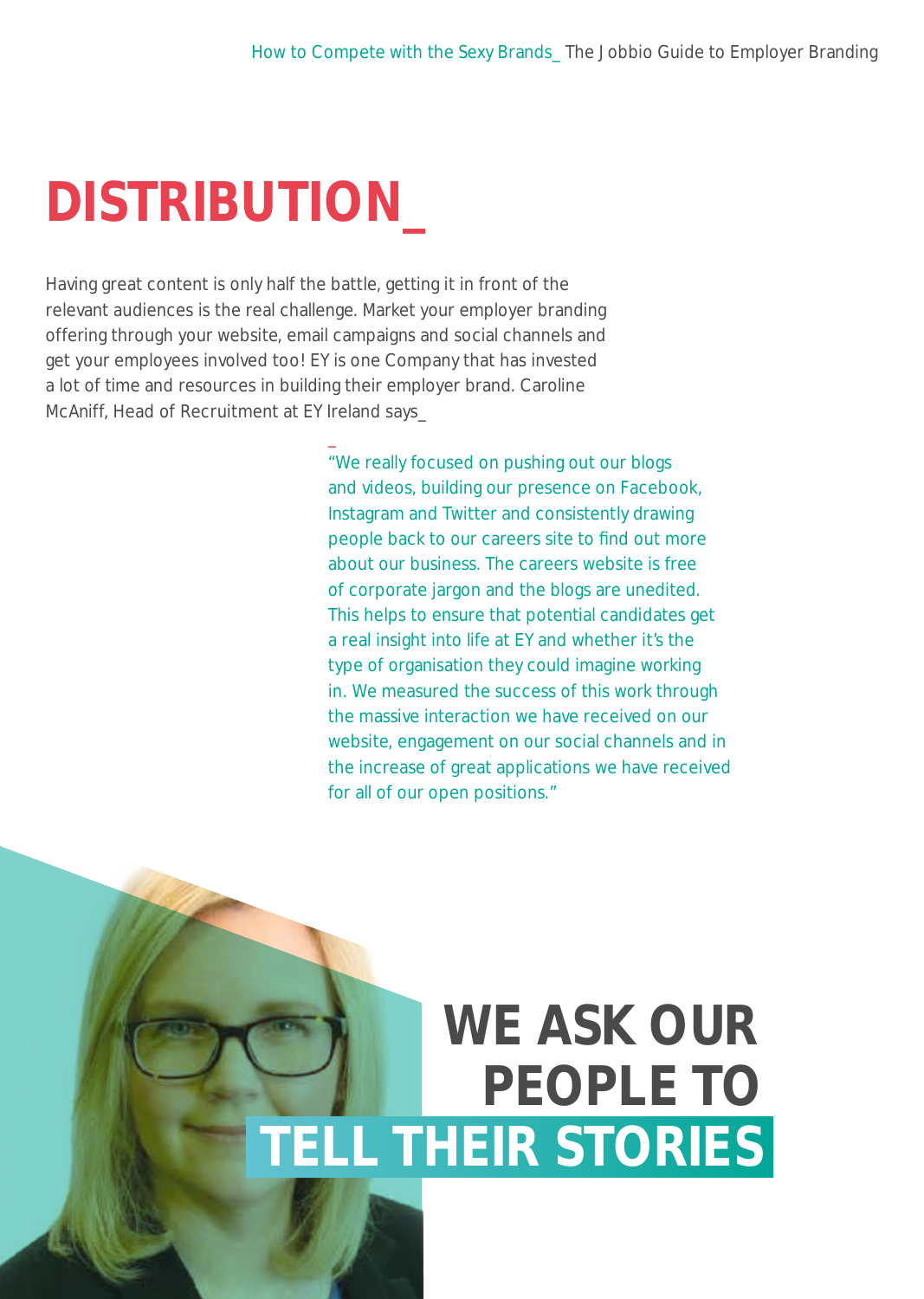# DISTRIBUTION_

Having great content is only half the battle, getting it in front of the relevant audiences is the real challenge. Market your employer branding offering through your website, email campaigns and social channels and get your employees involved too! EY is one Company that has invested a lot of time and resources in building their employer brand. Caroline McAniff, Head of Recruitment at EY Ireland says_

_

"We really focused on pushing out our blogs and videos, building our presence on Facebook, Instagram and Twitter and consistently drawing people back to our careers site to find out more about our business. The careers website is free of corporate jargon and the blogs are unedited. This helps to ensure that potential candidates get a real insight into life at EY and whether it's the type of organisation they could imagine working in. We measured the success of this work through the massive interaction we have received on our website, engagement on our social channels and in the increase of great applications we have received for all of our open positions."

**WE ASK OUR PEOPLE TO TELL THEIR STORIES**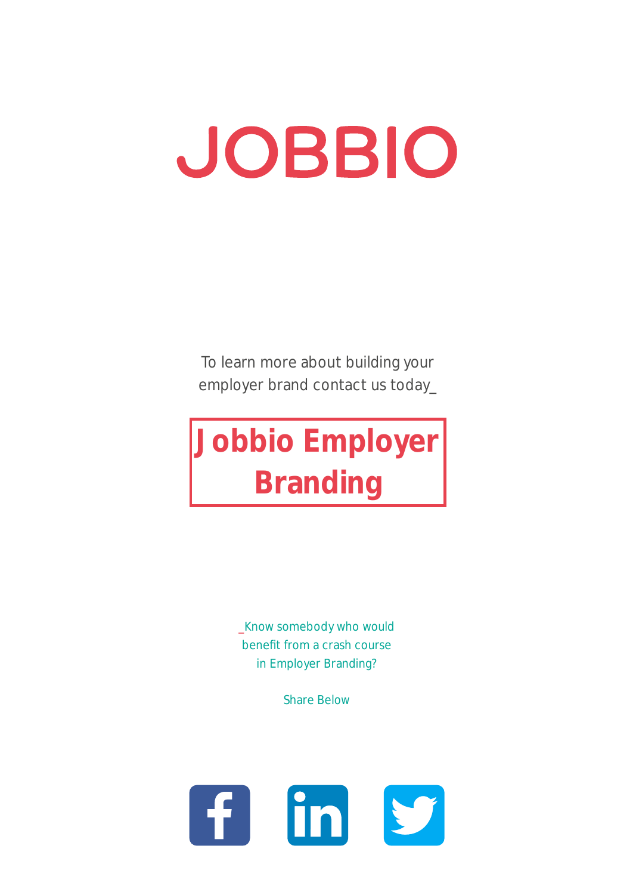# JOBBIO

To learn more about building your employer brand contact us today_

**Jobbio Employer Branding**

_Know somebody who would benefit from a crash course in Employer Branding?

Share Below